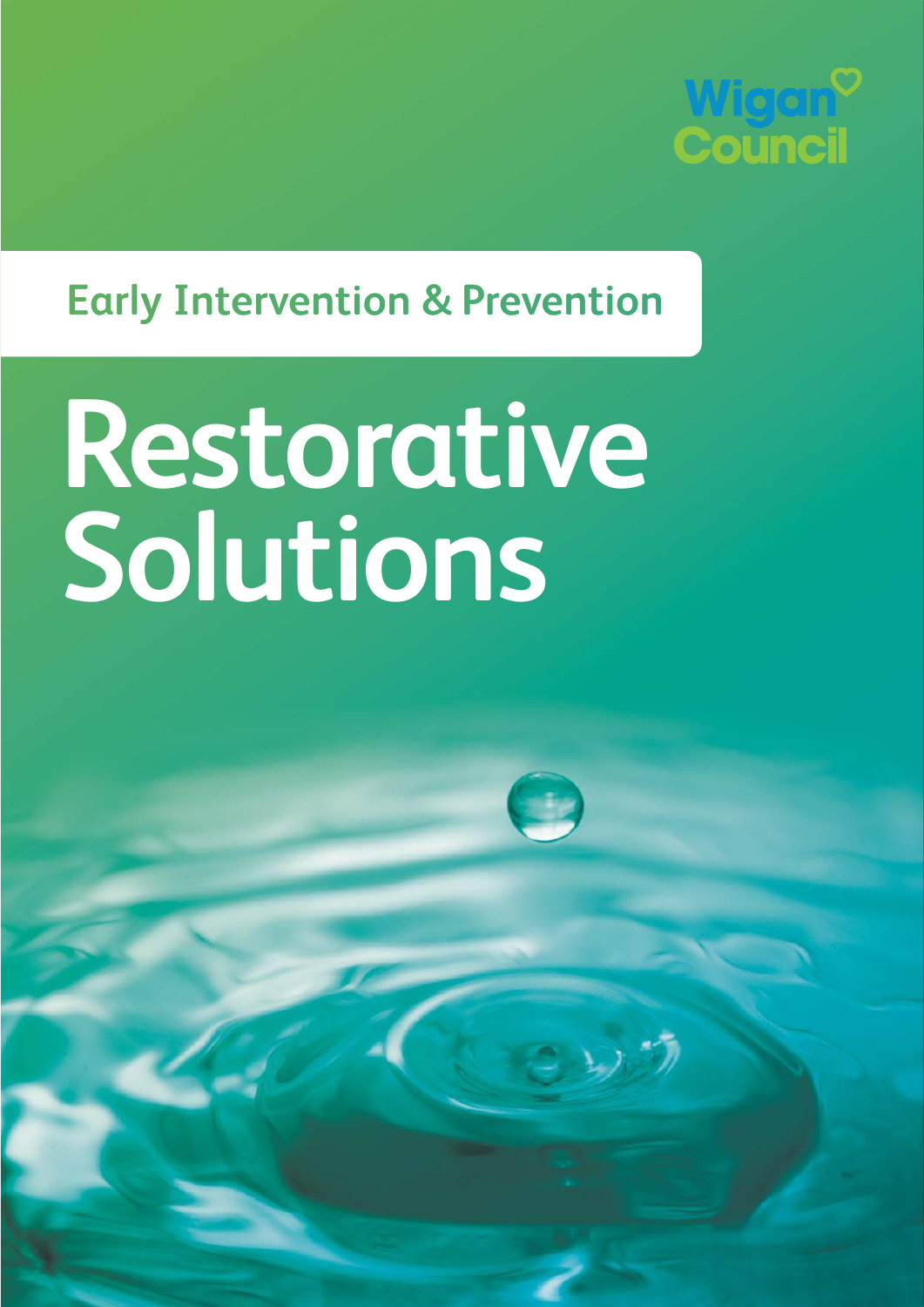Wigan Council

Early Intervention & Prevention

# Restorative Solutions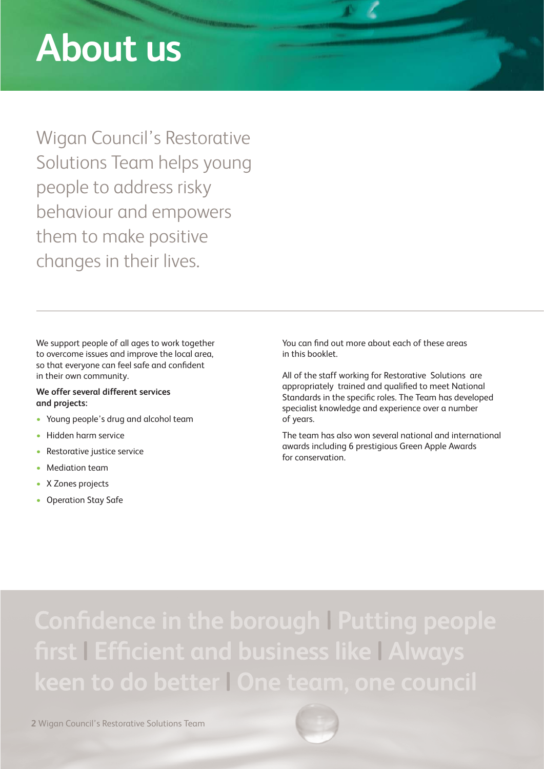# About us

Wigan Council's Restorative Solutions Team helps young people to address risky behaviour and empowers them to make positive changes in their lives.

We support people of all ages to work together to overcome issues and improve the local area, so that everyone can feel safe and confident in their own community.

**We offer several different services and projects:**

- Young people's drug and alcohol team
- Hidden harm service
- Restorative justice service
- Mediation team
- X Zones projects
- Operation Stay Safe

You can find out more about each of these areas in this booklet.

All of the staff working for Restorative Solutions are appropriately trained and qualified to meet National Standards in the specific roles. The Team has developed specialist knowledge and experience over a number of years.

The team has also won several national and international awards including 6 prestigious Green Apple Awards for conservation.

**Confidence in the borough | Putting people first | Efficient and business like | Always keen to do better | One team, one council**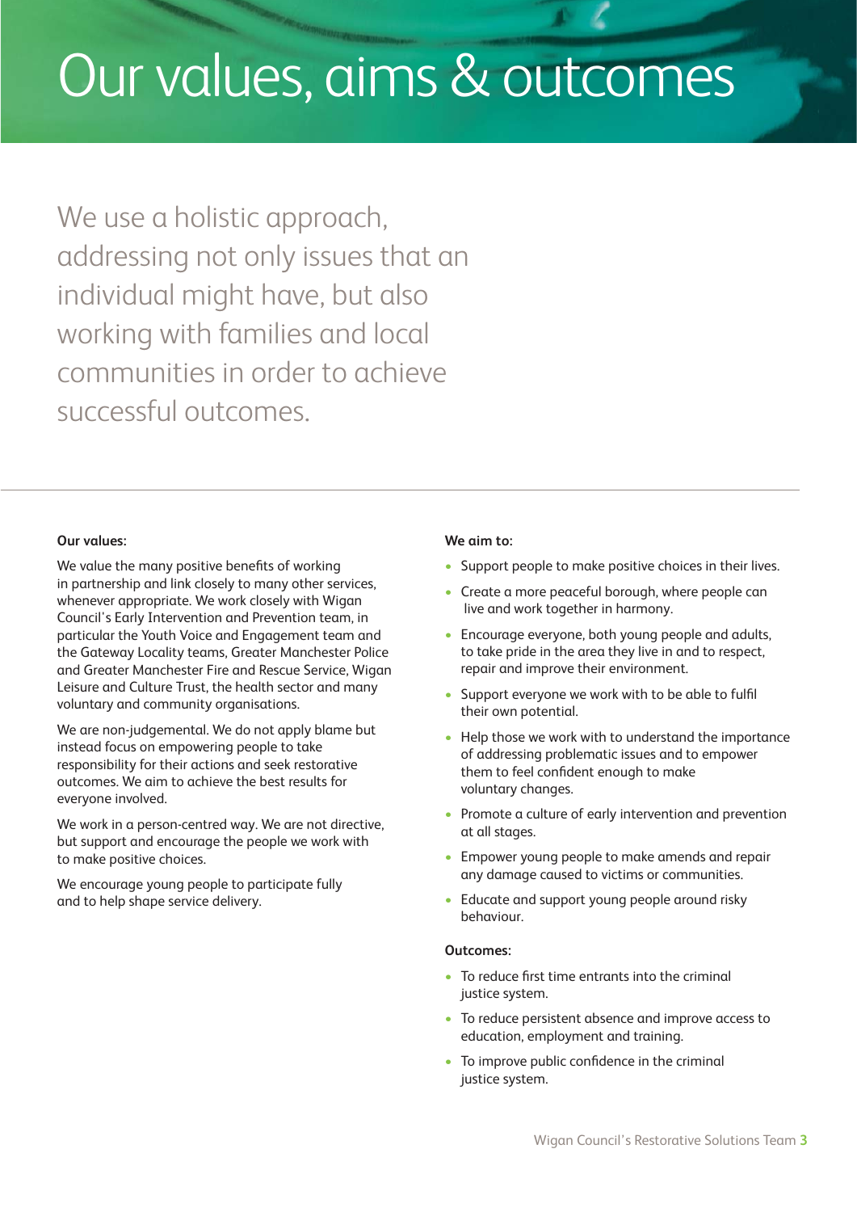# Our values, aims & outcomes

We use a holistic approach, addressing not only issues that an individual might have, but also working with families and local communities in order to achieve successful outcomes.

---

**Our values:**

We value the many positive benefits of working in partnership and link closely to many other services, whenever appropriate. We work closely with Wigan Council's Early Intervention and Prevention team, in particular the Youth Voice and Engagement team and the Gateway Locality teams, Greater Manchester Police and Greater Manchester Fire and Rescue Service, Wigan Leisure and Culture Trust, the health sector and many voluntary and community organisations.

We are non-judgemental. We do not apply blame but instead focus on empowering people to take responsibility for their actions and seek restorative outcomes. We aim to achieve the best results for everyone involved.

We work in a person-centred way. We are not directive, but support and encourage the people we work with to make positive choices.

We encourage young people to participate fully and to help shape service delivery.

**We aim to:**

- Support people to make positive choices in their lives.
- Create a more peaceful borough, where people can live and work together in harmony.
- Encourage everyone, both young people and adults, to take pride in the area they live in and to respect, repair and improve their environment.
- Support everyone we work with to be able to fulfil their own potential.
- Help those we work with to understand the importance of addressing problematic issues and to empower them to feel confident enough to make voluntary changes.
- Promote a culture of early intervention and prevention at all stages.
- Empower young people to make amends and repair any damage caused to victims or communities.
- Educate and support young people around risky behaviour.

**Outcomes:**

- To reduce first time entrants into the criminal justice system.
- To reduce persistent absence and improve access to education, employment and training.
- To improve public confidence in the criminal justice system.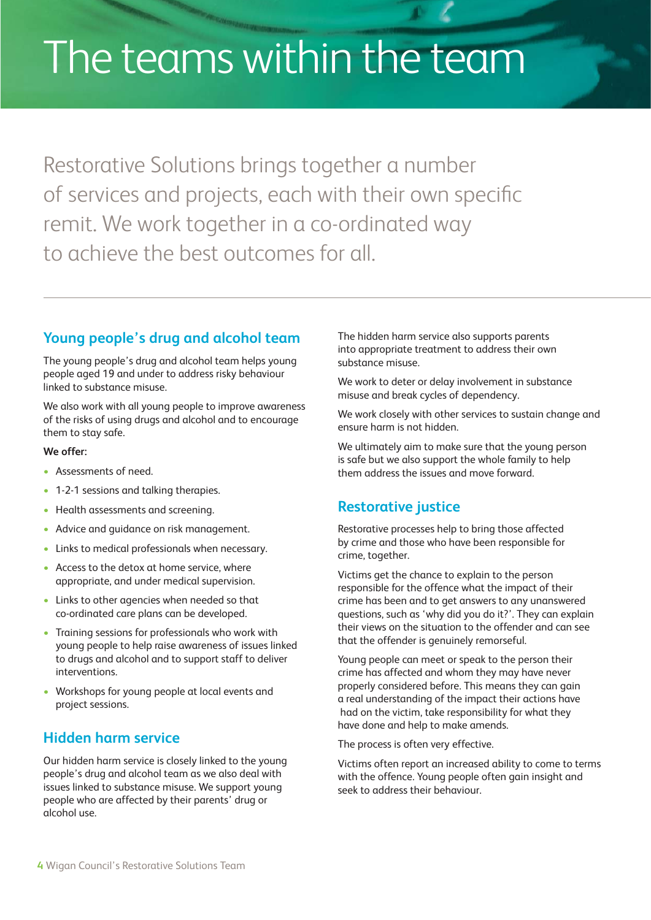# The teams within the team

Restorative Solutions brings together a number of services and projects, each with their own specific remit. We work together in a co-ordinated way to achieve the best outcomes for all.

## Young people's drug and alcohol team

The young people's drug and alcohol team helps young people aged 19 and under to address risky behaviour linked to substance misuse.

We also work with all young people to improve awareness of the risks of using drugs and alcohol and to encourage them to stay safe.

**We offer:**

- Assessments of need.
- 1-2-1 sessions and talking therapies.
- Health assessments and screening.
- Advice and guidance on risk management.
- Links to medical professionals when necessary.
- Access to the detox at home service, where appropriate, and under medical supervision.
- Links to other agencies when needed so that co-ordinated care plans can be developed.
- Training sessions for professionals who work with young people to help raise awareness of issues linked to drugs and alcohol and to support staff to deliver interventions.
- Workshops for young people at local events and project sessions.

## Hidden harm service

Our hidden harm service is closely linked to the young people's drug and alcohol team as we also deal with issues linked to substance misuse. We support young people who are affected by their parents' drug or alcohol use.

The hidden harm service also supports parents into appropriate treatment to address their own substance misuse.

We work to deter or delay involvement in substance misuse and break cycles of dependency.

We work closely with other services to sustain change and ensure harm is not hidden.

We ultimately aim to make sure that the young person is safe but we also support the whole family to help them address the issues and move forward.

## Restorative justice

Restorative processes help to bring those affected by crime and those who have been responsible for crime, together.

Victims get the chance to explain to the person responsible for the offence what the impact of their crime has been and to get answers to any unanswered questions, such as 'why did you do it?'. They can explain their views on the situation to the offender and can see that the offender is genuinely remorseful.

Young people can meet or speak to the person their crime has affected and whom they may have never properly considered before. This means they can gain a real understanding of the impact their actions have had on the victim, take responsibility for what they have done and help to make amends.

The process is often very effective.

Victims often report an increased ability to come to terms with the offence. Young people often gain insight and seek to address their behaviour.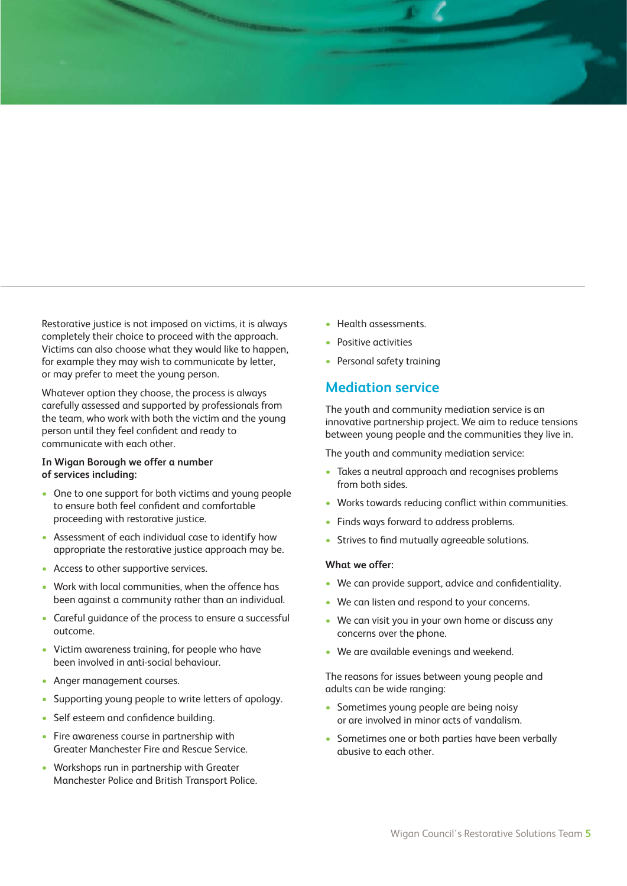Restorative justice is not imposed on victims, it is always completely their choice to proceed with the approach. Victims can also choose what they would like to happen, for example they may wish to communicate by letter, or may prefer to meet the young person.

Whatever option they choose, the process is always carefully assessed and supported by professionals from the team, who work with both the victim and the young person until they feel confident and ready to communicate with each other.

**In Wigan Borough we offer a number of services including:**

- One to one support for both victims and young people to ensure both feel confident and comfortable proceeding with restorative justice.
- Assessment of each individual case to identify how appropriate the restorative justice approach may be.
- Access to other supportive services.
- Work with local communities, when the offence has been against a community rather than an individual.
- Careful guidance of the process to ensure a successful outcome.
- Victim awareness training, for people who have been involved in anti-social behaviour.
- Anger management courses.
- Supporting young people to write letters of apology.
- Self esteem and confidence building.
- Fire awareness course in partnership with Greater Manchester Fire and Rescue Service.
- Workshops run in partnership with Greater Manchester Police and British Transport Police.
- Health assessments.
- Positive activities
- Personal safety training

## Mediation service

The youth and community mediation service is an innovative partnership project. We aim to reduce tensions between young people and the communities they live in.

The youth and community mediation service:

- Takes a neutral approach and recognises problems from both sides.
- Works towards reducing conflict within communities.
- Finds ways forward to address problems.
- Strives to find mutually agreeable solutions.

**What we offer:**

- We can provide support, advice and confidentiality.
- We can listen and respond to your concerns.
- We can visit you in your own home or discuss any concerns over the phone.
- We are available evenings and weekend.

The reasons for issues between young people and adults can be wide ranging:

- Sometimes young people are being noisy or are involved in minor acts of vandalism.
- Sometimes one or both parties have been verbally abusive to each other.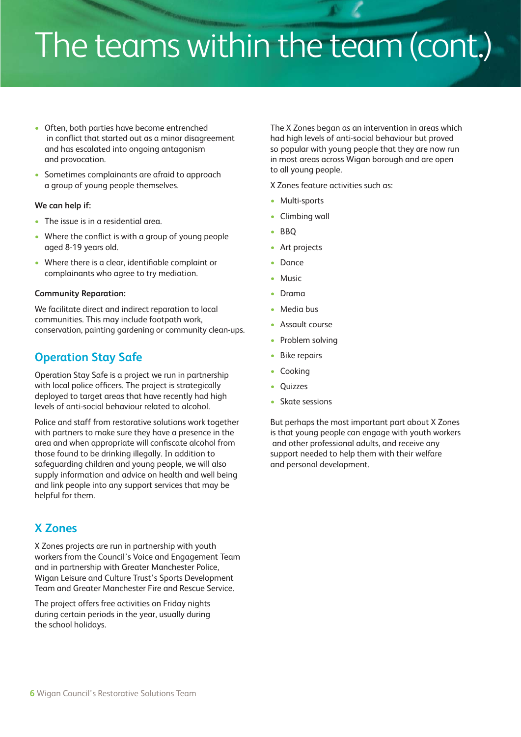# The teams within the team (cont.)

- Often, both parties have become entrenched in conflict that started out as a minor disagreement and has escalated into ongoing antagonism and provocation.
- Sometimes complainants are afraid to approach a group of young people themselves.

**We can help if:**

- The issue is in a residential area.
- Where the conflict is with a group of young people aged 8-19 years old.
- Where there is a clear, identifiable complaint or complainants who agree to try mediation.

**Community Reparation:**

We facilitate direct and indirect reparation to local communities. This may include footpath work, conservation, painting gardening or community clean-ups.

## Operation Stay Safe

Operation Stay Safe is a project we run in partnership with local police officers. The project is strategically deployed to target areas that have recently had high levels of anti-social behaviour related to alcohol.

Police and staff from restorative solutions work together with partners to make sure they have a presence in the area and when appropriate will confiscate alcohol from those found to be drinking illegally. In addition to safeguarding children and young people, we will also supply information and advice on health and well being and link people into any support services that may be helpful for them.

## X Zones

X Zones projects are run in partnership with youth workers from the Council's Voice and Engagement Team and in partnership with Greater Manchester Police, Wigan Leisure and Culture Trust's Sports Development Team and Greater Manchester Fire and Rescue Service.

The project offers free activities on Friday nights during certain periods in the year, usually during the school holidays.

The X Zones began as an intervention in areas which had high levels of anti-social behaviour but proved so popular with young people that they are now run in most areas across Wigan borough and are open to all young people.

X Zones feature activities such as:

- Multi-sports
- Climbing wall
- BBQ
- Art projects
- Dance
- Music
- Drama
- Media bus
- Assault course
- Problem solving
- Bike repairs
- Cooking
- Quizzes
- Skate sessions

But perhaps the most important part about X Zones is that young people can engage with youth workers and other professional adults, and receive any support needed to help them with their welfare and personal development.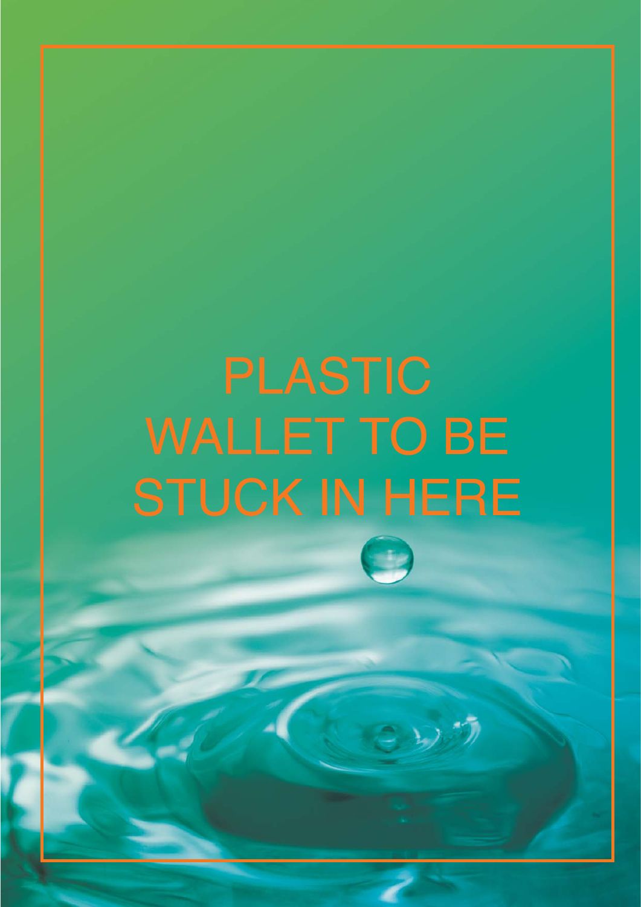PLASTIC WALLET TO BE STUCK IN HERE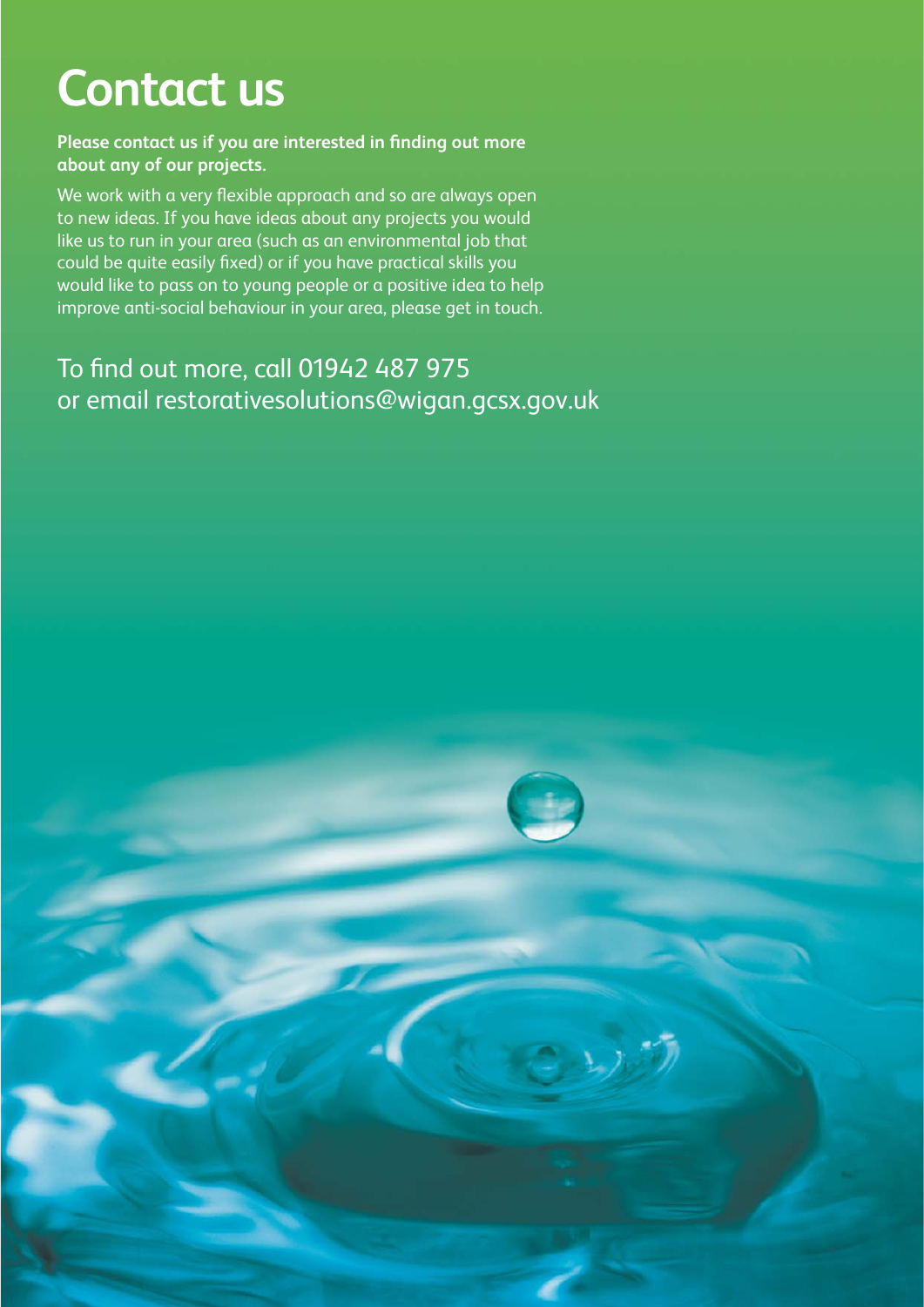# Contact us

**Please contact us if you are interested in finding out more about any of our projects.**

We work with a very flexible approach and so are always open to new ideas. If you have ideas about any projects you would like us to run in your area (such as an environmental job that could be quite easily fixed) or if you have practical skills you would like to pass on to young people or a positive idea to help improve anti-social behaviour in your area, please get in touch.

To find out more, call 01942 487 975
or email restorativesolutions@wigan.gcsx.gov.uk